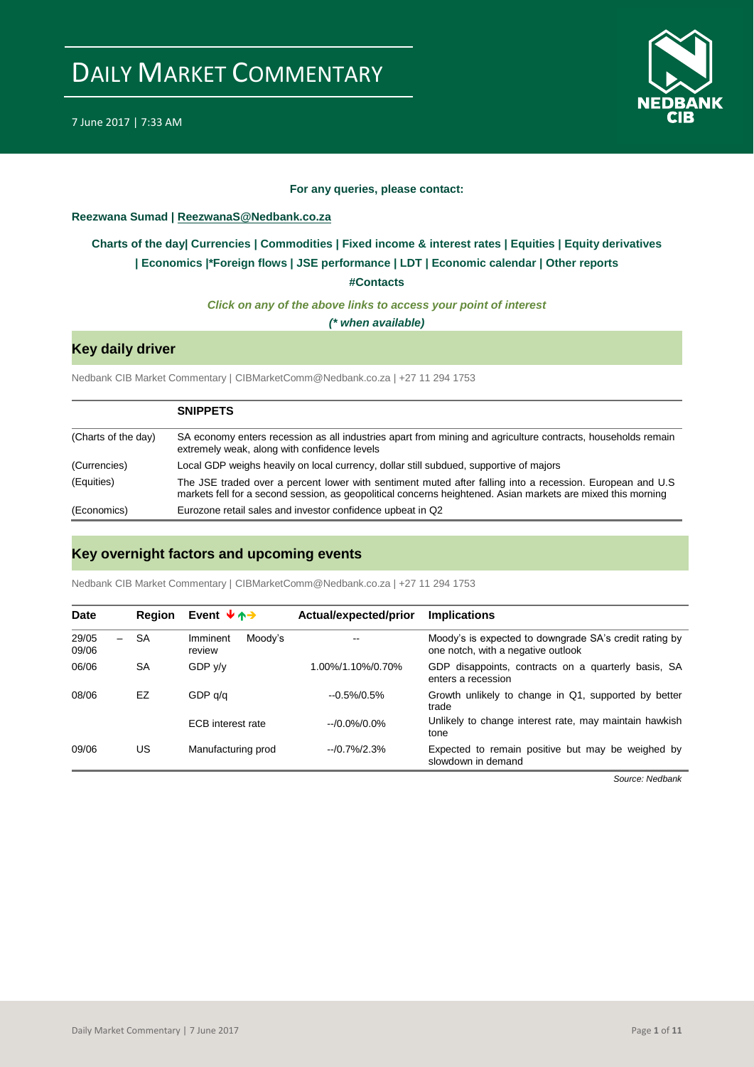# DAILY MARKET COMMENTARY

7 June 2017 | 7:33 AM

**For any queries, please contact:**

**Reezwana Sumad | ReezwanaS@Nedbank.co.za**

**Charts of the day| Currencies | Commodities | Fixed income & interest rates | Equities | Equity derivatives | Economics |*Foreign flows | JSE performance | LDT | Economic calendar | Other reports**

**#Contacts**

***Click on any of the above links to access your point of interest***

***(* when available)***

## Key daily driver

Nedbank CIB Market Commentary | CIBMarketComm@Nedbank.co.za | +27 11 294 1753

| | SNIPPETS |
|---|---|
| (Charts of the day) | SA economy enters recession as all industries apart from mining and agriculture contracts, households remain extremely weak, along with confidence levels |
| (Currencies) | Local GDP weighs heavily on local currency, dollar still subdued, supportive of majors |
| (Equities) | The JSE traded over a percent lower with sentiment muted after falling into a recession. European and U.S markets fell for a second session, as geopolitical concerns heightened. Asian markets are mixed this morning |
| (Economics) | Eurozone retail sales and investor confidence upbeat in Q2 |

## Key overnight factors and upcoming events

Nedbank CIB Market Commentary | CIBMarketComm@Nedbank.co.za | +27 11 294 1753

| Date | Region | Event ↓↑→ | Actual/expected/prior | Implications |
|---|---|---|---|---|
| 29/05 – 09/06 | SA | Imminent Moody's review | -- | Moody's is expected to downgrade SA's credit rating by one notch, with a negative outlook |
| 06/06 | SA | GDP y/y | 1.00%/1.10%/0.70% | GDP disappoints, contracts on a quarterly basis, SA enters a recession |
| 08/06 | EZ | GDP q/q | --0.5%/0.5% | Growth unlikely to change in Q1, supported by better trade |
| | | ECB interest rate | --/0.0%/0.0% | Unlikely to change interest rate, may maintain hawkish tone |
| 09/06 | US | Manufacturing prod | --/0.7%/2.3% | Expected to remain positive but may be weighed by slowdown in demand |

*Source: Nedbank*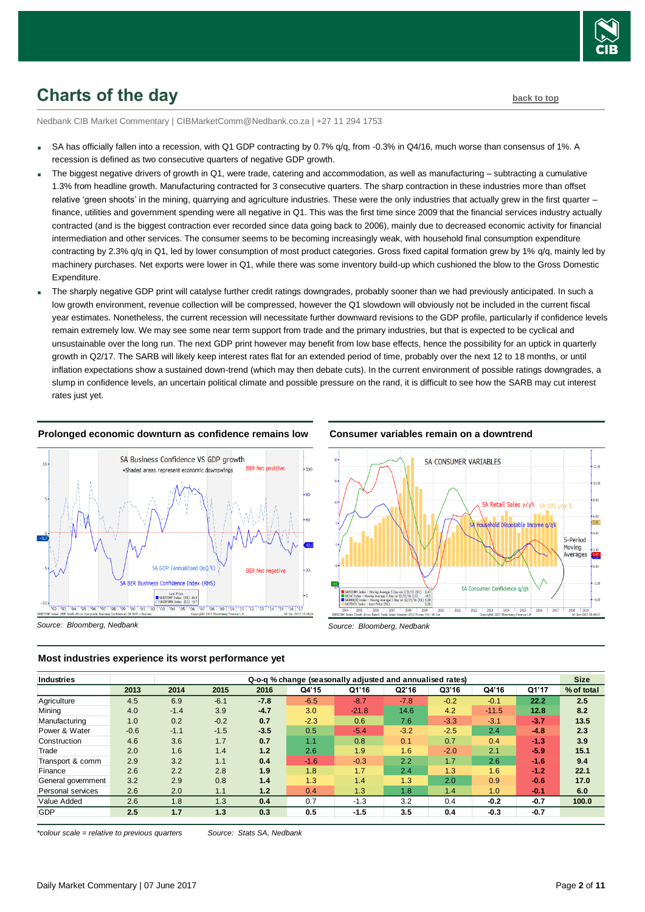# Charts of the day

back to top

Nedbank CIB Market Commentary | CIBMarketComm@Nedbank.co.za | +27 11 294 1753

- SA has officially fallen into a recession, with Q1 GDP contracting by 0.7% q/q, from -0.3% in Q4/16, much worse than consensus of 1%. A recession is defined as two consecutive quarters of negative GDP growth.
- The biggest negative drivers of growth in Q1, were trade, catering and accommodation, as well as manufacturing – subtracting a cumulative 1.3% from headline growth. Manufacturing contracted for 3 consecutive quarters. The sharp contraction in these industries more than offset relative 'green shoots' in the mining, quarrying and agriculture industries. These were the only industries that actually grew in the first quarter – finance, utilities and government spending were all negative in Q1. This was the first time since 2009 that the financial services industry actually contracted (and is the biggest contraction ever recorded since data going back to 2006), mainly due to decreased economic activity for financial intermediation and other services. The consumer seems to be becoming increasingly weak, with household final consumption expenditure contracting by 2.3% q/q in Q1, led by lower consumption of most product categories. Gross fixed capital formation grew by 1% q/q, mainly led by machinery purchases. Net exports were lower in Q1, while there was some inventory build-up which cushioned the blow to the Gross Domestic Expenditure.
- The sharply negative GDP print will catalyse further credit ratings downgrades, probably sooner than we had previously anticipated. In such a low growth environment, revenue collection will be compressed, however the Q1 slowdown will obviously not be included in the current fiscal year estimates. Nonetheless, the current recession will necessitate further downward revisions to the GDP profile, particularly if confidence levels remain extremely low. We may see some near term support from trade and the primary industries, but that is expected to be cyclical and unsustainable over the long run. The next GDP print however may benefit from low base effects, hence the possibility for an uptick in quarterly growth in Q2/17. The SARB will likely keep interest rates flat for an extended period of time, probably over the next 12 to 18 months, or until inflation expectations show a sustained down-trend (which may then debate cuts). In the current environment of possible ratings downgrades, a slump in confidence levels, an uncertain political climate and possible pressure on the rand, it is difficult to see how the SARB may cut interest rates just yet.

**Prolonged economic downturn as confidence remains low**

*Source: Bloomberg, Nedbank*

**Consumer variables remain on a downtrend**

*Source: Bloomberg, Nedbank*

**Most industries experience its worst performance yet**

| Industries | Q-o-q % change (seasonally adjusted and annualised rates) | | | | | | | | | | Size |
|---|---|---|---|---|---|---|---|---|---|---|---|
| | 2013 | 2014 | 2015 | 2016 | Q4'15 | Q1'16 | Q2'16 | Q3'16 | Q4'16 | Q1'17 | % of total |
| Agriculture | 4.5 | 6.9 | -6.1 | **-7.8** | -6.5 | -8.7 | -7.8 | -0.2 | -0.1 | **22.2** | **2.5** |
| Mining | 4.0 | -1.4 | 3.9 | **-4.7** | 3.0 | -21.8 | 14.6 | 4.2 | -11.5 | **12.8** | **8.2** |
| Manufacturing | 1.0 | 0.2 | -0.2 | **0.7** | -2.3 | 0.6 | 7.6 | -3.3 | -3.1 | **-3.7** | **13.5** |
| Power & Water | -0.6 | -1.1 | -1.5 | **-3.5** | 0.5 | -5.4 | -3.2 | -2.5 | 2.4 | **-4.8** | **2.3** |
| Construction | 4.6 | 3.6 | 1.7 | **0.7** | 1.1 | 0.8 | 0.1 | 0.7 | 0.4 | **-1.3** | **3.9** |
| Trade | 2.0 | 1.6 | 1.4 | **1.2** | 2.6 | 1.9 | 1.6 | -2.0 | 2.1 | **-5.9** | **15.1** |
| Transport & comm | 2.9 | 3.2 | 1.1 | **0.4** | -1.6 | -0.3 | 2.2 | 1.7 | 2.6 | **-1.6** | **9.4** |
| Finance | 2.6 | 2.2 | 2.8 | **1.9** | 1.8 | 1.7 | 2.4 | 1.3 | 1.6 | **-1.2** | **22.1** |
| General government | 3.2 | 2.9 | 0.8 | **1.4** | 1.3 | 1.4 | 1.3 | 2.0 | 0.9 | **-0.6** | **17.0** |
| Personal services | 2.6 | 2.0 | 1.1 | **1.2** | 0.4 | 1.3 | 1.8 | 1.4 | 1.0 | **-0.1** | **6.0** |
| Value Added | 2.6 | 1.8 | 1.3 | **0.4** | 0.7 | -1.3 | 3.2 | 0.4 | **-0.2** | **-0.7** | **100.0** |
| GDP | **2.5** | **1.7** | **1.3** | **0.3** | **0.5** | **-1.5** | **3.5** | **0.4** | **-0.3** | **-0.7** | |

*\*colour scale = relative to previous quarters* *Source: Stats SA, Nedbank*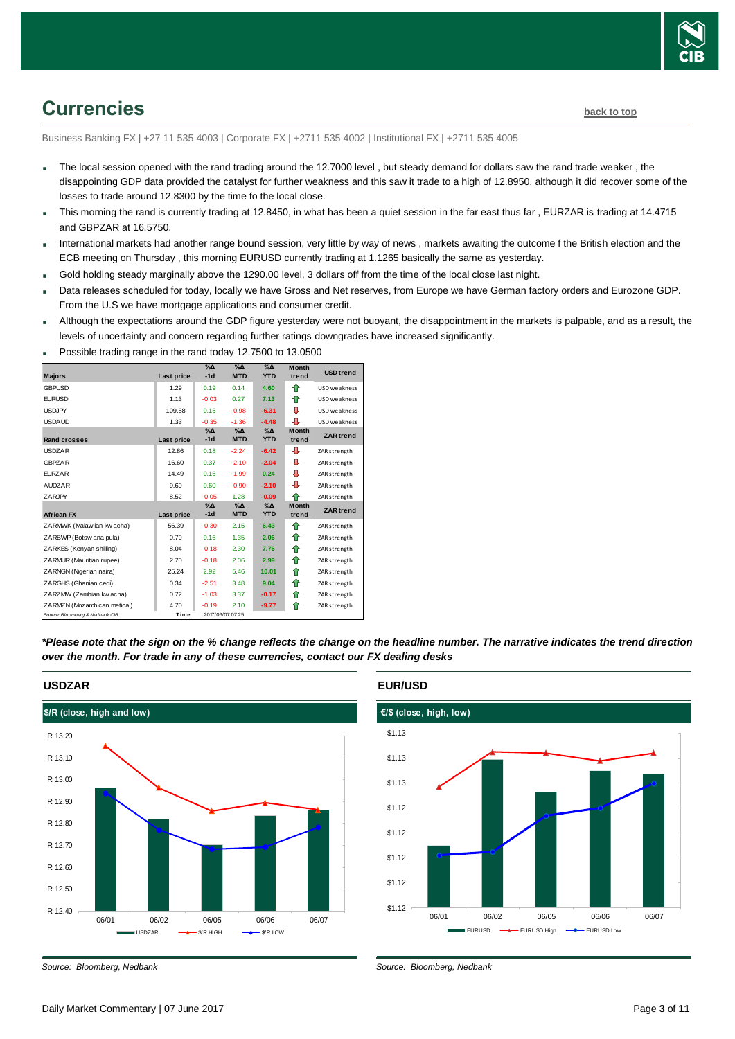# Currencies

back to top

Business Banking FX | +27 11 535 4003 | Corporate FX | +2711 535 4002 | Institutional FX | +2711 535 4005

- The local session opened with the rand trading around the 12.7000 level , but steady demand for dollars saw the rand trade weaker , the disappointing GDP data provided the catalyst for further weakness and this saw it trade to a high of 12.8950, although it did recover some of the losses to trade around 12.8300 by the time fo the local close.
- This morning the rand is currently trading at 12.8450, in what has been a quiet session in the far east thus far , EURZAR is trading at 14.4715 and GBPZAR at 16.5750.
- International markets had another range bound session, very little by way of news , markets awaiting the outcome f the British election and the ECB meeting on Thursday , this morning EURUSD currently trading at 1.1265 basically the same as yesterday.
- Gold holding steady marginally above the 1290.00 level, 3 dollars off from the time of the local close last night.
- Data releases scheduled for today, locally we have Gross and Net reserves, from Europe we have German factory orders and Eurozone GDP. From the U.S we have mortgage applications and consumer credit.
- Although the expectations around the GDP figure yesterday were not buoyant, the disappointment in the markets is palpable, and as a result, the levels of uncertainty and concern regarding further ratings downgrades have increased significantly.
- Possible trading range in the rand today 12.7500 to 13.0500

| Majors | Last price | %Δ -1d | %Δ MTD | %Δ YTD | Month trend | USD trend |
|---|---|---|---|---|---|---|
| GBPUSD | 1.29 | 0.19 | 0.14 | 4.60 | ⇧ | USD weakness |
| EURUSD | 1.13 | -0.03 | 0.27 | 7.13 | ⇧ | USD weakness |
| USDJPY | 109.58 | 0.15 | -0.98 | -6.31 | ⇩ | USD weakness |
| USDAUD | 1.33 | -0.35 | -1.36 | -4.48 | ⇩ | USD weakness |
| **Rand crosses** | **Last price** | **%Δ -1d** | **%Δ MTD** | **%Δ YTD** | **Month trend** | **ZAR trend** |
| USDZAR | 12.86 | 0.18 | -2.24 | -6.42 | ⇩ | ZAR strength |
| GBPZAR | 16.60 | 0.37 | -2.10 | -2.04 | ⇩ | ZAR strength |
| EURZAR | 14.49 | 0.16 | -1.99 | 0.24 | ⇩ | ZAR strength |
| AUDZAR | 9.69 | 0.60 | -0.90 | -2.10 | ⇩ | ZAR strength |
| ZARJPY | 8.52 | -0.05 | 1.28 | -0.09 | ⇧ | ZAR strength |
| **African FX** | **Last price** | **%Δ -1d** | **%Δ MTD** | **%Δ YTD** | **Month trend** | **ZAR trend** |
| ZARMWK (Malawian kwacha) | 56.39 | -0.30 | 2.15 | 6.43 | ⇧ | ZAR strength |
| ZARBWP (Botswana pula) | 0.79 | 0.16 | 1.35 | 2.06 | ⇧ | ZAR strength |
| ZARKES (Kenyan shilling) | 8.04 | -0.18 | 2.30 | 7.76 | ⇧ | ZAR strength |
| ZARMUR (Mauritian rupee) | 2.70 | -0.18 | 2.06 | 2.99 | ⇧ | ZAR strength |
| ZARNGN (Nigerian naira) | 25.24 | 2.92 | 5.46 | 10.01 | ⇧ | ZAR strength |
| ZARGHS (Ghanian cedi) | 0.34 | -2.51 | 3.48 | 9.04 | ⇧ | ZAR strength |
| ZARZMW (Zambian kwacha) | 0.72 | -1.03 | 3.37 | -0.17 | ⇧ | ZAR strength |
| ZARMZN (Mozambican metical) | 4.70 | -0.19 | 2.10 | -9.77 | ⇧ | ZAR strength |
| Source: Bloomberg & Nedbank CIB | Time | 2017/06/07 07:25 | | | | |

***Please note that the sign on the % change reflects the change on the headline number. The narrative indicates the trend direction over the month. For trade in any of these currencies, contact our FX dealing desks***

## USDZAR

$/R (close, high and low)

Source: Bloomberg, Nedbank

## EUR/USD

€/$ (close, high, low)

Source: Bloomberg, Nedbank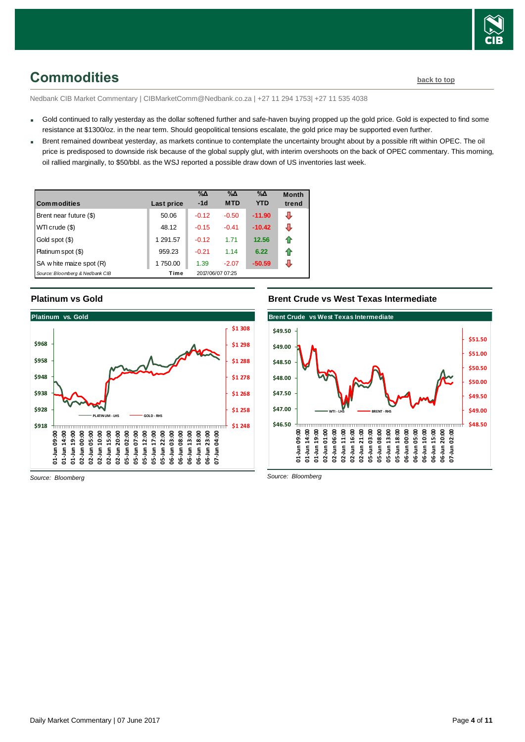# Commodities

back to top

Nedbank CIB Market Commentary | CIBMarketComm@Nedbank.co.za | +27 11 294 1753| +27 11 535 4038

- Gold continued to rally yesterday as the dollar softened further and safe-haven buying propped up the gold price. Gold is expected to find some resistance at $1300/oz. in the near term. Should geopolitical tensions escalate, the gold price may be supported even further.
- Brent remained downbeat yesterday, as markets continue to contemplate the uncertainty brought about by a possible rift within OPEC. The oil price is predisposed to downside risk because of the global supply glut, with interim overshoots on the back of OPEC commentary. This morning, oil rallied marginally, to $50/bbl. as the WSJ reported a possible draw down of US inventories last week.

| Commodities | Last price | %Δ -1d | %Δ MTD | %Δ YTD | Month trend |
|---|---|---|---|---|---|
| Brent near future ($) | 50.06 | -0.12 | -0.50 | -11.90 | ⇩ |
| WTI crude ($) | 48.12 | -0.15 | -0.41 | -10.42 | ⇩ |
| Gold spot ($) | 1 291.57 | -0.12 | 1.71 | 12.56 | ⇧ |
| Platinum spot ($) | 959.23 | -0.21 | 1.14 | 6.22 | ⇧ |
| SA white maize spot (R) | 1 750.00 | 1.39 | -2.07 | -50.59 | ⇩ |
| *Source: Bloomberg & Nedbank CIB* | Time | 2017/06/07 07:25 | | | |

## Platinum vs Gold

*Source: Bloomberg*

## Brent Crude vs West Texas Intermediate

*Source: Bloomberg*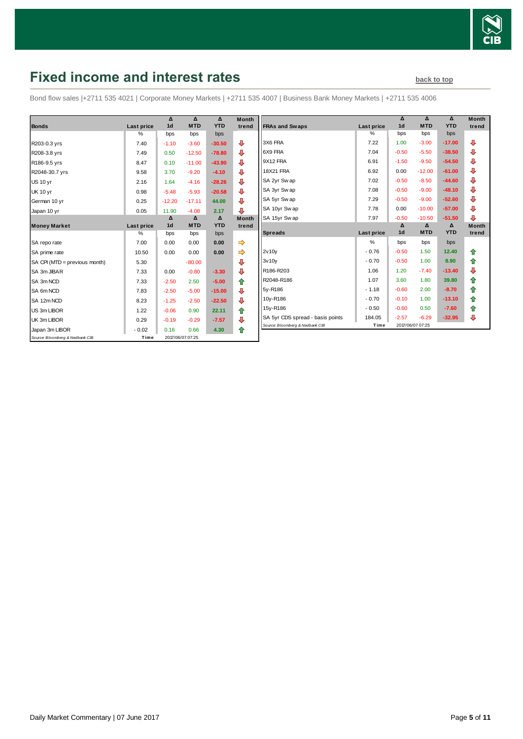# Fixed income and interest rates

back to top

Bond flow sales |+2711 535 4021 | Corporate Money Markets | +2711 535 4007 | Business Bank Money Markets | +2711 535 4006

| Bonds | Last price | Δ 1d | Δ MTD | Δ YTD | Month trend |
|---|---|---|---|---|---|
| | % | bps | bps | bps | |
| R203-0.3 yrs | 7.40 | -1.10 | -3.60 | -30.50 | ⇩ |
| R208-3.8 yrs | 7.49 | 0.50 | -12.50 | -78.80 | ⇩ |
| R186-9.5 yrs | 8.47 | 0.10 | -11.00 | -43.90 | ⇩ |
| R2048-30.7 yrs | 9.58 | 3.70 | -9.20 | -4.10 | ⇩ |
| US 10 yr | 2.16 | 1.64 | -4.16 | -28.26 | ⇩ |
| UK 10 yr | 0.98 | -5.48 | -5.93 | -20.58 | ⇩ |
| German 10 yr | 0.25 | -12.20 | -17.11 | 44.00 | ⇩ |
| Japan 10 yr | 0.05 | 11.90 | -4.08 | 2.17 | ⇩ |

| Money Market | Last price | Δ 1d | Δ MTD | Δ YTD | Month trend |
|---|---|---|---|---|---|
| | % | bps | bps | bps | |
| SA repo rate | 7.00 | 0.00 | 0.00 | 0.00 | ⇨ |
| SA prime rate | 10.50 | 0.00 | 0.00 | 0.00 | ⇨ |
| SA CPI (MTD = previous month) | 5.30 | | -80.00 | | ⇩ |
| SA 3m JIBAR | 7.33 | 0.00 | -0.80 | -3.30 | ⇩ |
| SA 3m NCD | 7.33 | -2.50 | 2.50 | -5.00 | ⇧ |
| SA 6m NCD | 7.83 | -2.50 | -5.00 | -15.00 | ⇩ |
| SA 12m NCD | 8.23 | -1.25 | -2.50 | -22.50 | ⇩ |
| US 3m LIBOR | 1.22 | -0.06 | 0.90 | 22.11 | ⇧ |
| UK 3m LIBOR | 0.29 | -0.19 | -0.29 | -7.57 | ⇩ |
| Japan 3m LIBOR | - 0.02 | 0.16 | 0.66 | 4.30 | ⇧ |

Source: Bloomberg & Nedbank CIB | Time 2017/06/07 07:25

| FRAs and Swaps | Last price | Δ 1d | Δ MTD | Δ YTD | Month trend |
|---|---|---|---|---|---|
| | % | bps | bps | bps | |
| 3X6 FRA | 7.22 | 1.00 | -3.00 | -17.00 | ⇩ |
| 6X9 FRA | 7.04 | -0.50 | -5.50 | -38.50 | ⇩ |
| 9X12 FRA | 6.91 | -1.50 | -9.50 | -54.50 | ⇩ |
| 18X21 FRA | 6.92 | 0.00 | -12.00 | -61.00 | ⇩ |
| SA 2yr Swap | 7.02 | -0.50 | -8.50 | -44.60 | ⇩ |
| SA 3yr Swap | 7.08 | -0.50 | -9.00 | -48.10 | ⇩ |
| SA 5yr Swap | 7.29 | -0.50 | -9.00 | -52.60 | ⇩ |
| SA 10yr Swap | 7.78 | 0.00 | -10.00 | -57.00 | ⇩ |
| SA 15yr Swap | 7.97 | -0.50 | -10.50 | -51.50 | ⇩ |

| Spreads | Last price | Δ 1d | Δ MTD | Δ YTD | Month trend |
|---|---|---|---|---|---|
| | % | bps | bps | bps | |
| 2v10y | - 0.76 | -0.50 | 1.50 | 12.40 | ⇧ |
| 3v10y | - 0.70 | -0.50 | 1.00 | 8.90 | ⇧ |
| R186-R203 | 1.06 | 1.20 | -7.40 | -13.40 | ⇩ |
| R2048-R186 | 1.07 | 3.60 | 1.80 | 39.80 | ⇧ |
| 5y-R186 | - 1.18 | -0.60 | 2.00 | -8.70 | ⇧ |
| 10y-R186 | - 0.70 | -0.10 | 1.00 | -13.10 | ⇧ |
| 15y-R186 | - 0.50 | -0.60 | 0.50 | -7.60 | ⇧ |
| SA 5yr CDS spread - basis points | 184.05 | -2.57 | -6.29 | -32.95 | ⇩ |

Source: Bloomberg & Nedbank CIB | Time 2017/06/07 07:25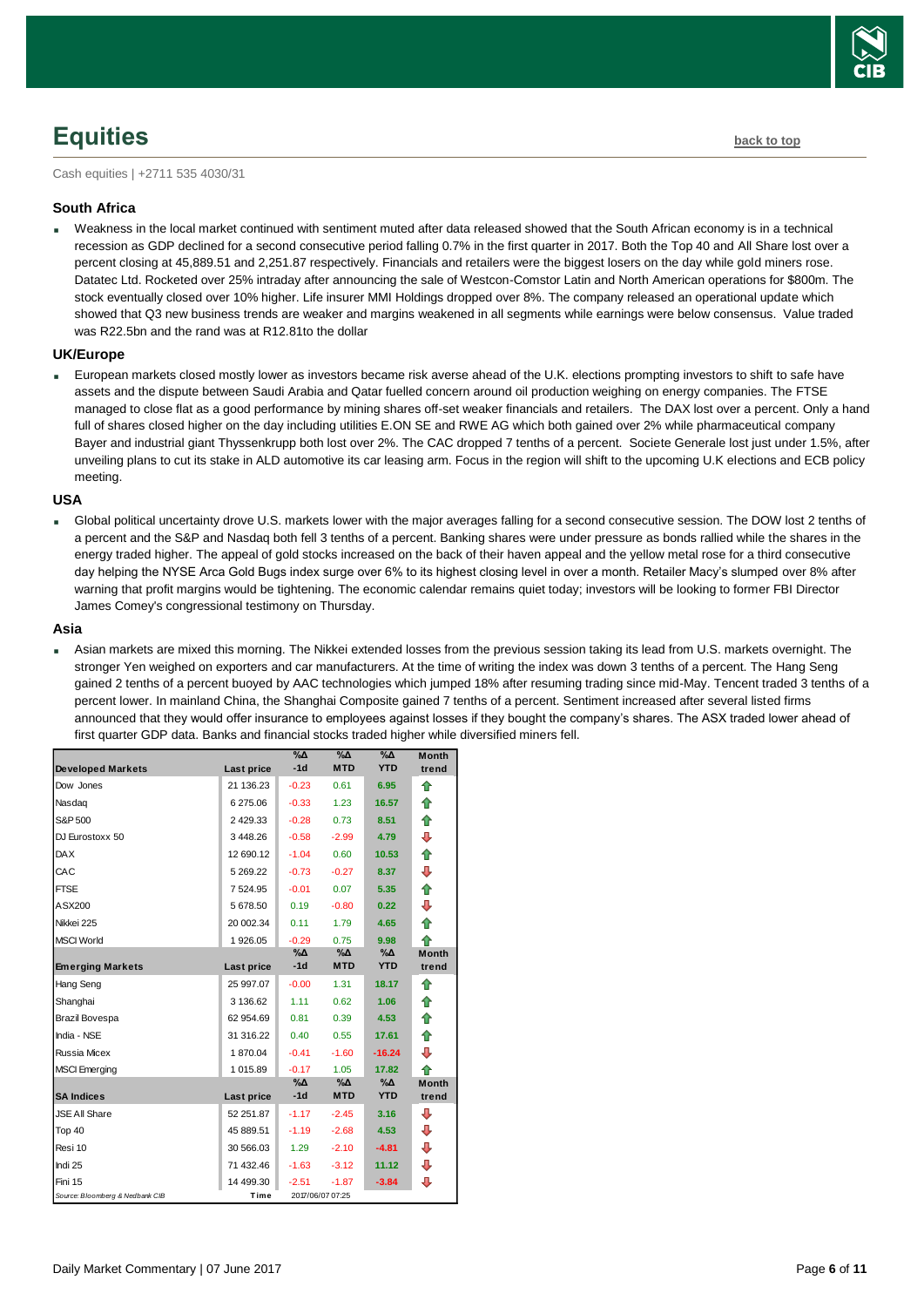# Equities

back to top

Cash equities | +2711 535 4030/31

### South Africa

- Weakness in the local market continued with sentiment muted after data released showed that the South African economy is in a technical recession as GDP declined for a second consecutive period falling 0.7% in the first quarter in 2017. Both the Top 40 and All Share lost over a percent closing at 45,889.51 and 2,251.87 respectively. Financials and retailers were the biggest losers on the day while gold miners rose. Datatec Ltd. Rocketed over 25% intraday after announcing the sale of Westcon-Comstor Latin and North American operations for $800m. The stock eventually closed over 10% higher. Life insurer MMI Holdings dropped over 8%. The company released an operational update which showed that Q3 new business trends are weaker and margins weakened in all segments while earnings were below consensus. Value traded was R22.5bn and the rand was at R12.81to the dollar

### UK/Europe

- European markets closed mostly lower as investors became risk averse ahead of the U.K. elections prompting investors to shift to safe have assets and the dispute between Saudi Arabia and Qatar fuelled concern around oil production weighing on energy companies. The FTSE managed to close flat as a good performance by mining shares off-set weaker financials and retailers. The DAX lost over a percent. Only a hand full of shares closed higher on the day including utilities E.ON SE and RWE AG which both gained over 2% while pharmaceutical company Bayer and industrial giant Thyssenkrupp both lost over 2%. The CAC dropped 7 tenths of a percent. Societe Generale lost just under 1.5%, after unveiling plans to cut its stake in ALD automotive its car leasing arm. Focus in the region will shift to the upcoming U.K elections and ECB policy meeting.

### USA

- Global political uncertainty drove U.S. markets lower with the major averages falling for a second consecutive session. The DOW lost 2 tenths of a percent and the S&P and Nasdaq both fell 3 tenths of a percent. Banking shares were under pressure as bonds rallied while the shares in the energy traded higher. The appeal of gold stocks increased on the back of their haven appeal and the yellow metal rose for a third consecutive day helping the NYSE Arca Gold Bugs index surge over 6% to its highest closing level in over a month. Retailer Macy's slumped over 8% after warning that profit margins would be tightening. The economic calendar remains quiet today; investors will be looking to former FBI Director James Comey's congressional testimony on Thursday.

### Asia

- Asian markets are mixed this morning. The Nikkei extended losses from the previous session taking its lead from U.S. markets overnight. The stronger Yen weighed on exporters and car manufacturers. At the time of writing the index was down 3 tenths of a percent. The Hang Seng gained 2 tenths of a percent buoyed by AAC technologies which jumped 18% after resuming trading since mid-May. Tencent traded 3 tenths of a percent lower. In mainland China, the Shanghai Composite gained 7 tenths of a percent. Sentiment increased after several listed firms announced that they would offer insurance to employees against losses if they bought the company's shares. The ASX traded lower ahead of first quarter GDP data. Banks and financial stocks traded higher while diversified miners fell.

| Developed Markets | Last price | %Δ -1d | %Δ MTD | %Δ YTD | Month trend |
|---|---|---|---|---|---|
| Dow Jones | 21 136.23 | -0.23 | 0.61 | 6.95 | ⇧ |
| Nasdaq | 6 275.06 | -0.33 | 1.23 | 16.57 | ⇧ |
| S&P 500 | 2 429.33 | -0.28 | 0.73 | 8.51 | ⇧ |
| DJ Eurostoxx 50 | 3 448.26 | -0.58 | -2.99 | 4.79 | ⇩ |
| DAX | 12 690.12 | -1.04 | 0.60 | 10.53 | ⇧ |
| CAC | 5 269.22 | -0.73 | -0.27 | 8.37 | ⇩ |
| FTSE | 7 524.95 | -0.01 | 0.07 | 5.35 | ⇧ |
| ASX200 | 5 678.50 | 0.19 | -0.80 | 0.22 | ⇩ |
| Nikkei 225 | 20 002.34 | 0.11 | 1.79 | 4.65 | ⇧ |
| MSCI World | 1 926.05 | -0.29 | 0.75 | 9.98 | ⇧ |
| **Emerging Markets** | **Last price** | **%Δ -1d** | **%Δ MTD** | **%Δ YTD** | **Month trend** |
| Hang Seng | 25 997.07 | -0.00 | 1.31 | 18.17 | ⇧ |
| Shanghai | 3 136.62 | 1.11 | 0.62 | 1.06 | ⇧ |
| Brazil Bovespa | 62 954.69 | 0.81 | 0.39 | 4.53 | ⇧ |
| India - NSE | 31 316.22 | 0.40 | 0.55 | 17.61 | ⇧ |
| Russia Micex | 1 870.04 | -0.41 | -1.60 | -16.24 | ⇩ |
| MSCI Emerging | 1 015.89 | -0.17 | 1.05 | 17.82 | ⇧ |
| **SA Indices** | **Last price** | **%Δ -1d** | **%Δ MTD** | **%Δ YTD** | **Month trend** |
| JSE All Share | 52 251.87 | -1.17 | -2.45 | 3.16 | ⇩ |
| Top 40 | 45 889.51 | -1.19 | -2.68 | 4.53 | ⇩ |
| Resi 10 | 30 566.03 | 1.29 | -2.10 | -4.81 | ⇩ |
| Indi 25 | 71 432.46 | -1.63 | -3.12 | 11.12 | ⇩ |
| Fini 15 | 14 499.30 | -2.51 | -1.87 | -3.84 | ⇩ |
| Source: Bloomberg & Nedbank CIB | Time | 2017/06/07 07:25 | | | |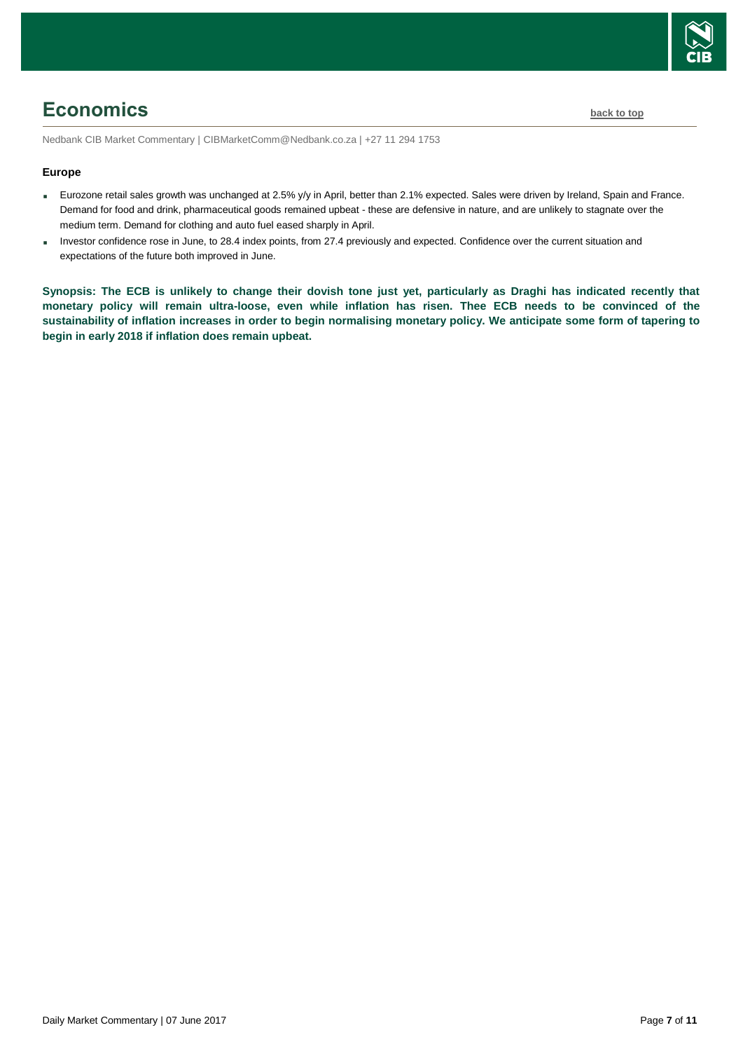# Economics

back to top

Nedbank CIB Market Commentary | CIBMarketComm@Nedbank.co.za | +27 11 294 1753

**Europe**

- Eurozone retail sales growth was unchanged at 2.5% y/y in April, better than 2.1% expected. Sales were driven by Ireland, Spain and France. Demand for food and drink, pharmaceutical goods remained upbeat - these are defensive in nature, and are unlikely to stagnate over the medium term. Demand for clothing and auto fuel eased sharply in April.
- Investor confidence rose in June, to 28.4 index points, from 27.4 previously and expected. Confidence over the current situation and expectations of the future both improved in June.

**Synopsis: The ECB is unlikely to change their dovish tone just yet, particularly as Draghi has indicated recently that monetary policy will remain ultra-loose, even while inflation has risen. Thee ECB needs to be convinced of the sustainability of inflation increases in order to begin normalising monetary policy. We anticipate some form of tapering to begin in early 2018 if inflation does remain upbeat.**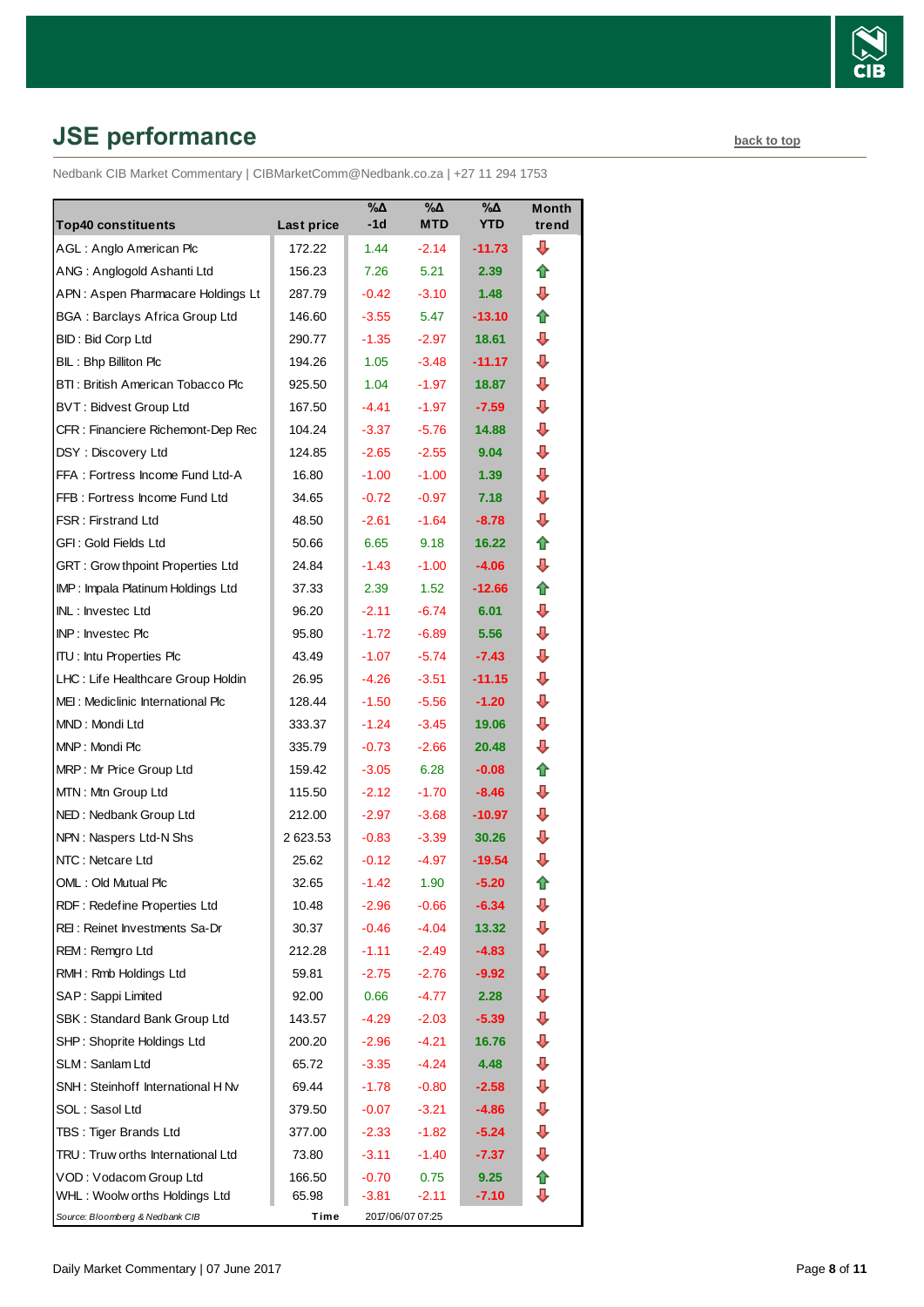## JSE performance

back to top

Nedbank CIB Market Commentary | CIBMarketComm@Nedbank.co.za | +27 11 294 1753

| Top40 constituents | Last price | %Δ -1d | %Δ MTD | %Δ YTD | Month trend |
|---|---|---|---|---|---|
| AGL : Anglo American Plc | 172.22 | 1.44 | -2.14 | -11.73 | ⇩ |
| ANG : Anglogold Ashanti Ltd | 156.23 | 7.26 | 5.21 | 2.39 | ⇧ |
| APN : Aspen Pharmacare Holdings Lt | 287.79 | -0.42 | -3.10 | 1.48 | ⇩ |
| BGA : Barclays Africa Group Ltd | 146.60 | -3.55 | 5.47 | -13.10 | ⇧ |
| BID : Bid Corp Ltd | 290.77 | -1.35 | -2.97 | 18.61 | ⇩ |
| BIL : Bhp Billiton Plc | 194.26 | 1.05 | -3.48 | -11.17 | ⇩ |
| BTI : British American Tobacco Plc | 925.50 | 1.04 | -1.97 | 18.87 | ⇩ |
| BVT : Bidvest Group Ltd | 167.50 | -4.41 | -1.97 | -7.59 | ⇩ |
| CFR : Financiere Richemont-Dep Rec | 104.24 | -3.37 | -5.76 | 14.88 | ⇩ |
| DSY : Discovery Ltd | 124.85 | -2.65 | -2.55 | 9.04 | ⇩ |
| FFA : Fortress Income Fund Ltd-A | 16.80 | -1.00 | -1.00 | 1.39 | ⇩ |
| FFB : Fortress Income Fund Ltd | 34.65 | -0.72 | -0.97 | 7.18 | ⇩ |
| FSR : Firstrand Ltd | 48.50 | -2.61 | -1.64 | -8.78 | ⇩ |
| GFI : Gold Fields Ltd | 50.66 | 6.65 | 9.18 | 16.22 | ⇧ |
| GRT : Growthpoint Properties Ltd | 24.84 | -1.43 | -1.00 | -4.06 | ⇩ |
| IMP : Impala Platinum Holdings Ltd | 37.33 | 2.39 | 1.52 | -12.66 | ⇧ |
| INL : Investec Ltd | 96.20 | -2.11 | -6.74 | 6.01 | ⇩ |
| INP : Investec Plc | 95.80 | -1.72 | -6.89 | 5.56 | ⇩ |
| ITU : Intu Properties Plc | 43.49 | -1.07 | -5.74 | -7.43 | ⇩ |
| LHC : Life Healthcare Group Holdin | 26.95 | -4.26 | -3.51 | -11.15 | ⇩ |
| MEI : Mediclinic International Plc | 128.44 | -1.50 | -5.56 | -1.20 | ⇩ |
| MND : Mondi Ltd | 333.37 | -1.24 | -3.45 | 19.06 | ⇩ |
| MNP : Mondi Plc | 335.79 | -0.73 | -2.66 | 20.48 | ⇩ |
| MRP : Mr Price Group Ltd | 159.42 | -3.05 | 6.28 | -0.08 | ⇧ |
| MTN : Mtn Group Ltd | 115.50 | -2.12 | -1.70 | -8.46 | ⇩ |
| NED : Nedbank Group Ltd | 212.00 | -2.97 | -3.68 | -10.97 | ⇩ |
| NPN : Naspers Ltd-N Shs | 2 623.53 | -0.83 | -3.39 | 30.26 | ⇩ |
| NTC : Netcare Ltd | 25.62 | -0.12 | -4.97 | -19.54 | ⇩ |
| OML : Old Mutual Plc | 32.65 | -1.42 | 1.90 | -5.20 | ⇧ |
| RDF : Redefine Properties Ltd | 10.48 | -2.96 | -0.66 | -6.34 | ⇩ |
| REI : Reinet Investments Sa-Dr | 30.37 | -0.46 | -4.04 | 13.32 | ⇩ |
| REM : Remgro Ltd | 212.28 | -1.11 | -2.49 | -4.83 | ⇩ |
| RMH : Rmb Holdings Ltd | 59.81 | -2.75 | -2.76 | -9.92 | ⇩ |
| SAP : Sappi Limited | 92.00 | 0.66 | -4.77 | 2.28 | ⇩ |
| SBK : Standard Bank Group Ltd | 143.57 | -4.29 | -2.03 | -5.39 | ⇩ |
| SHP : Shoprite Holdings Ltd | 200.20 | -2.96 | -4.21 | 16.76 | ⇩ |
| SLM : Sanlam Ltd | 65.72 | -3.35 | -4.24 | 4.48 | ⇩ |
| SNH : Steinhoff International H Nv | 69.44 | -1.78 | -0.80 | -2.58 | ⇩ |
| SOL : Sasol Ltd | 379.50 | -0.07 | -3.21 | -4.86 | ⇩ |
| TBS : Tiger Brands Ltd | 377.00 | -2.33 | -1.82 | -5.24 | ⇩ |
| TRU : Truworths International Ltd | 73.80 | -3.11 | -1.40 | -7.37 | ⇩ |
| VOD : Vodacom Group Ltd | 166.50 | -0.70 | 0.75 | 9.25 | ⇧ |
| WHL : Woolworths Holdings Ltd | 65.98 | -3.81 | -2.11 | -7.10 | ⇩ |

*Source: Bloomberg & Nedbank CIB* — Time: 2017/06/07 07:25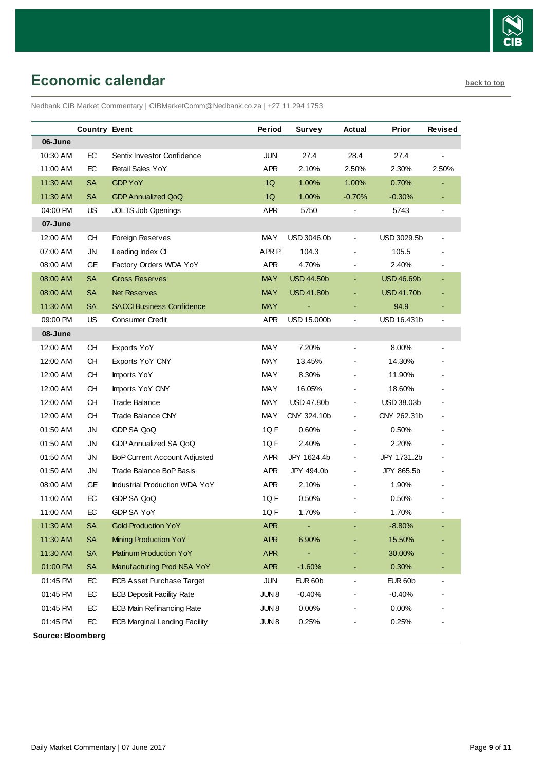## Economic calendar

back to top

Nedbank CIB Market Commentary | CIBMarketComm@Nedbank.co.za | +27 11 294 1753

| | Country | Event | Period | Survey | Actual | Prior | Revised |
|---|---|---|---|---|---|---|---|
| **06-June** | | | | | | | |
| 10:30 AM | EC | Sentix Investor Confidence | JUN | 27.4 | 28.4 | 27.4 | - |
| 11:00 AM | EC | Retail Sales YoY | APR | 2.10% | 2.50% | 2.30% | 2.50% |
| 11:30 AM | SA | GDP YoY | 1Q | 1.00% | 1.00% | 0.70% | - |
| 11:30 AM | SA | GDP Annualized QoQ | 1Q | 1.00% | -0.70% | -0.30% | - |
| 04:00 PM | US | JOLTS Job Openings | APR | 5750 | - | 5743 | - |
| **07-June** | | | | | | | |
| 12:00 AM | CH | Foreign Reserves | MAY | USD 3046.0b | - | USD 3029.5b | - |
| 07:00 AM | JN | Leading Index CI | APR P | 104.3 | - | 105.5 | - |
| 08:00 AM | GE | Factory Orders WDA YoY | APR | 4.70% | - | 2.40% | - |
| 08:00 AM | SA | Gross Reserves | MAY | USD 44.50b | - | USD 46.69b | - |
| 08:00 AM | SA | Net Reserves | MAY | USD 41.80b | - | USD 41.70b | - |
| 11:30 AM | SA | SACCI Business Confidence | MAY | - | - | 94.9 | - |
| 09:00 PM | US | Consumer Credit | APR | USD 15.000b | - | USD 16.431b | - |
| **08-June** | | | | | | | |
| 12:00 AM | CH | Exports YoY | MAY | 7.20% | - | 8.00% | - |
| 12:00 AM | CH | Exports YoY CNY | MAY | 13.45% | - | 14.30% | - |
| 12:00 AM | CH | Imports YoY | MAY | 8.30% | - | 11.90% | - |
| 12:00 AM | CH | Imports YoY CNY | MAY | 16.05% | - | 18.60% | - |
| 12:00 AM | CH | Trade Balance | MAY | USD 47.80b | - | USD 38.03b | - |
| 12:00 AM | CH | Trade Balance CNY | MAY | CNY 324.10b | - | CNY 262.31b | - |
| 01:50 AM | JN | GDP SA QoQ | 1Q F | 0.60% | - | 0.50% | - |
| 01:50 AM | JN | GDP Annualized SA QoQ | 1Q F | 2.40% | - | 2.20% | - |
| 01:50 AM | JN | BoP Current Account Adjusted | APR | JPY 1624.4b | - | JPY 1731.2b | - |
| 01:50 AM | JN | Trade Balance BoP Basis | APR | JPY 494.0b | - | JPY 865.5b | - |
| 08:00 AM | GE | Industrial Production WDA YoY | APR | 2.10% | - | 1.90% | - |
| 11:00 AM | EC | GDP SA QoQ | 1Q F | 0.50% | - | 0.50% | - |
| 11:00 AM | EC | GDP SA YoY | 1Q F | 1.70% | - | 1.70% | - |
| 11:30 AM | SA | Gold Production YoY | APR | - | - | -8.80% | - |
| 11:30 AM | SA | Mining Production YoY | APR | 6.90% | - | 15.50% | - |
| 11:30 AM | SA | Platinum Production YoY | APR | - | - | 30.00% | - |
| 01:00 PM | SA | Manufacturing Prod NSA YoY | APR | -1.60% | - | 0.30% | - |
| 01:45 PM | EC | ECB Asset Purchase Target | JUN | EUR 60b | - | EUR 60b | - |
| 01:45 PM | EC | ECB Deposit Facility Rate | JUN 8 | -0.40% | - | -0.40% | - |
| 01:45 PM | EC | ECB Main Refinancing Rate | JUN 8 | 0.00% | - | 0.00% | - |
| 01:45 PM | EC | ECB Marginal Lending Facility | JUN 8 | 0.25% | - | 0.25% | - |

**Source: Bloomberg**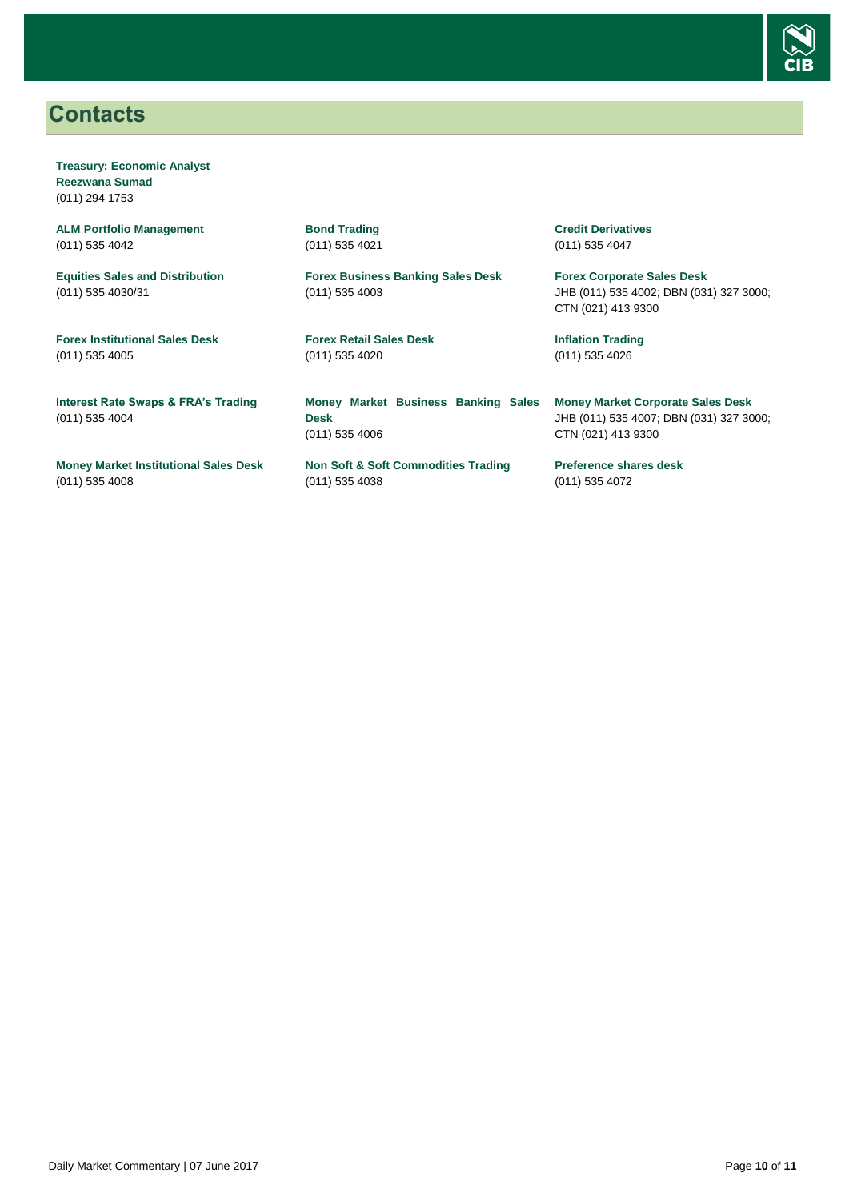# Contacts

**Treasury: Economic Analyst**
**Reezwana Sumad**
(011) 294 1753

**ALM Portfolio Management**
(011) 535 4042

**Equities Sales and Distribution**
(011) 535 4030/31

**Forex Institutional Sales Desk**
(011) 535 4005

**Interest Rate Swaps & FRA's Trading**
(011) 535 4004

**Money Market Institutional Sales Desk**
(011) 535 4008

**Bond Trading**
(011) 535 4021

**Forex Business Banking Sales Desk**
(011) 535 4003

**Forex Retail Sales Desk**
(011) 535 4020

**Money Market Business Banking Sales Desk**
(011) 535 4006

**Non Soft & Soft Commodities Trading**
(011) 535 4038

**Credit Derivatives**
(011) 535 4047

**Forex Corporate Sales Desk**
JHB (011) 535 4002; DBN (031) 327 3000; CTN (021) 413 9300

**Inflation Trading**
(011) 535 4026

**Money Market Corporate Sales Desk**
JHB (011) 535 4007; DBN (031) 327 3000; CTN (021) 413 9300

**Preference shares desk**
(011) 535 4072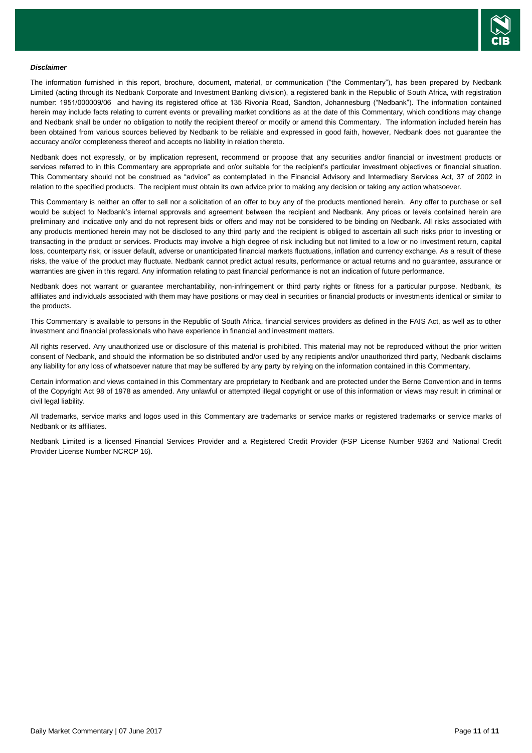***Disclaimer***

The information furnished in this report, brochure, document, material, or communication ("the Commentary"), has been prepared by Nedbank Limited (acting through its Nedbank Corporate and Investment Banking division), a registered bank in the Republic of South Africa, with registration number: 1951/000009/06 and having its registered office at 135 Rivonia Road, Sandton, Johannesburg ("Nedbank"). The information contained herein may include facts relating to current events or prevailing market conditions as at the date of this Commentary, which conditions may change and Nedbank shall be under no obligation to notify the recipient thereof or modify or amend this Commentary. The information included herein has been obtained from various sources believed by Nedbank to be reliable and expressed in good faith, however, Nedbank does not guarantee the accuracy and/or completeness thereof and accepts no liability in relation thereto.

Nedbank does not expressly, or by implication represent, recommend or propose that any securities and/or financial or investment products or services referred to in this Commentary are appropriate and or/or suitable for the recipient's particular investment objectives or financial situation. This Commentary should not be construed as "advice" as contemplated in the Financial Advisory and Intermediary Services Act, 37 of 2002 in relation to the specified products. The recipient must obtain its own advice prior to making any decision or taking any action whatsoever.

This Commentary is neither an offer to sell nor a solicitation of an offer to buy any of the products mentioned herein. Any offer to purchase or sell would be subject to Nedbank's internal approvals and agreement between the recipient and Nedbank. Any prices or levels contained herein are preliminary and indicative only and do not represent bids or offers and may not be considered to be binding on Nedbank. All risks associated with any products mentioned herein may not be disclosed to any third party and the recipient is obliged to ascertain all such risks prior to investing or transacting in the product or services. Products may involve a high degree of risk including but not limited to a low or no investment return, capital loss, counterparty risk, or issuer default, adverse or unanticipated financial markets fluctuations, inflation and currency exchange. As a result of these risks, the value of the product may fluctuate. Nedbank cannot predict actual results, performance or actual returns and no guarantee, assurance or warranties are given in this regard. Any information relating to past financial performance is not an indication of future performance.

Nedbank does not warrant or guarantee merchantability, non-infringement or third party rights or fitness for a particular purpose. Nedbank, its affiliates and individuals associated with them may have positions or may deal in securities or financial products or investments identical or similar to the products.

This Commentary is available to persons in the Republic of South Africa, financial services providers as defined in the FAIS Act, as well as to other investment and financial professionals who have experience in financial and investment matters.

All rights reserved. Any unauthorized use or disclosure of this material is prohibited. This material may not be reproduced without the prior written consent of Nedbank, and should the information be so distributed and/or used by any recipients and/or unauthorized third party, Nedbank disclaims any liability for any loss of whatsoever nature that may be suffered by any party by relying on the information contained in this Commentary.

Certain information and views contained in this Commentary are proprietary to Nedbank and are protected under the Berne Convention and in terms of the Copyright Act 98 of 1978 as amended. Any unlawful or attempted illegal copyright or use of this information or views may result in criminal or civil legal liability.

All trademarks, service marks and logos used in this Commentary are trademarks or service marks or registered trademarks or service marks of Nedbank or its affiliates.

Nedbank Limited is a licensed Financial Services Provider and a Registered Credit Provider (FSP License Number 9363 and National Credit Provider License Number NCRCP 16).